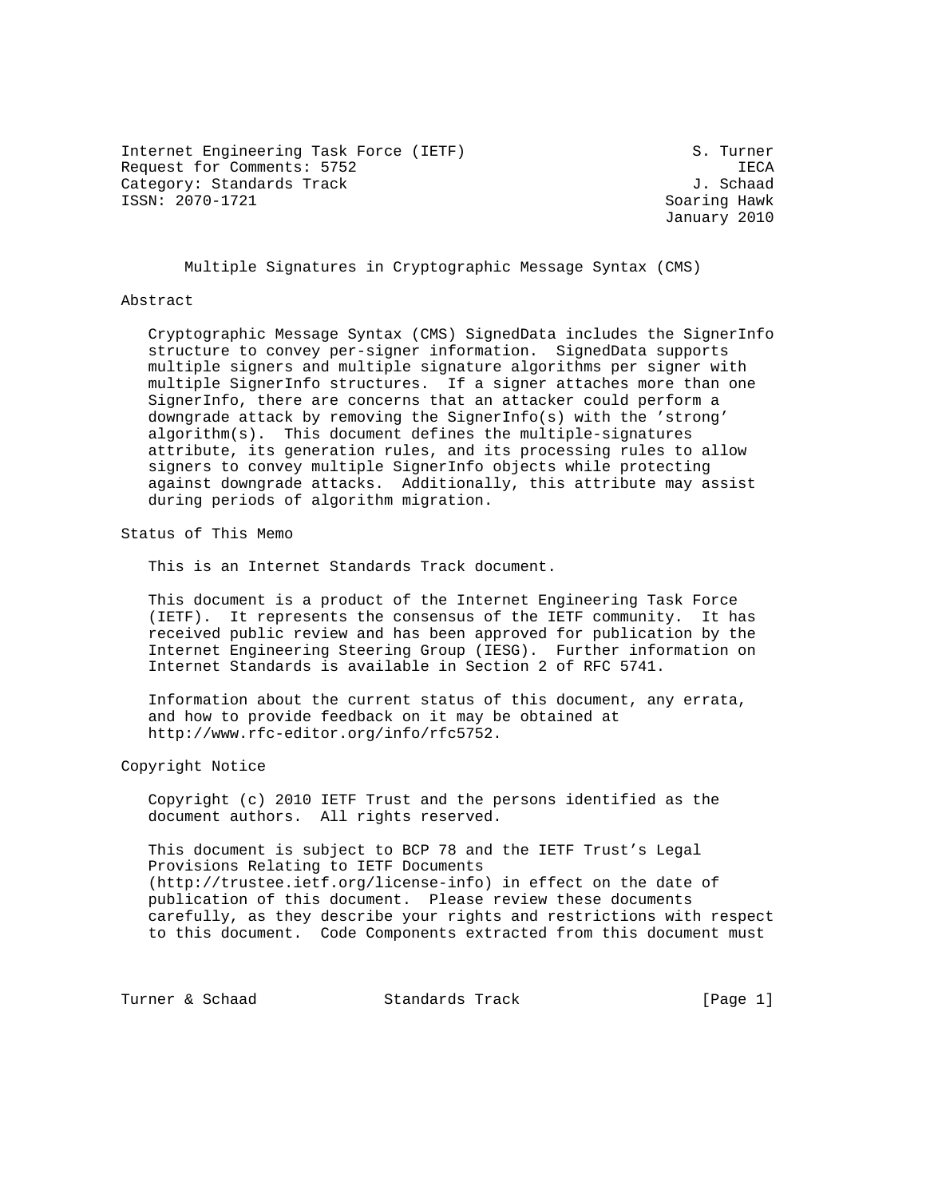Internet Engineering Task Force (IETF) S. Turner
Request for Comments: 5752 IECA
Category: Standards Track J. Schaad
ISSN: 2070-1721 Soaring Hawk
January 2010

# Multiple Signatures in Cryptographic Message Syntax (CMS)

## Abstract

Cryptographic Message Syntax (CMS) SignedData includes the SignerInfo structure to convey per-signer information. SignedData supports multiple signers and multiple signature algorithms per signer with multiple SignerInfo structures. If a signer attaches more than one SignerInfo, there are concerns that an attacker could perform a downgrade attack by removing the SignerInfo(s) with the 'strong' algorithm(s). This document defines the multiple-signatures attribute, its generation rules, and its processing rules to allow signers to convey multiple SignerInfo objects while protecting against downgrade attacks. Additionally, this attribute may assist during periods of algorithm migration.

## Status of This Memo

This is an Internet Standards Track document.

This document is a product of the Internet Engineering Task Force (IETF). It represents the consensus of the IETF community. It has received public review and has been approved for publication by the Internet Engineering Steering Group (IESG). Further information on Internet Standards is available in Section 2 of RFC 5741.

Information about the current status of this document, any errata, and how to provide feedback on it may be obtained at http://www.rfc-editor.org/info/rfc5752.

## Copyright Notice

Copyright (c) 2010 IETF Trust and the persons identified as the document authors. All rights reserved.

This document is subject to BCP 78 and the IETF Trust's Legal Provisions Relating to IETF Documents (http://trustee.ietf.org/license-info) in effect on the date of publication of this document. Please review these documents carefully, as they describe your rights and restrictions with respect to this document. Code Components extracted from this document must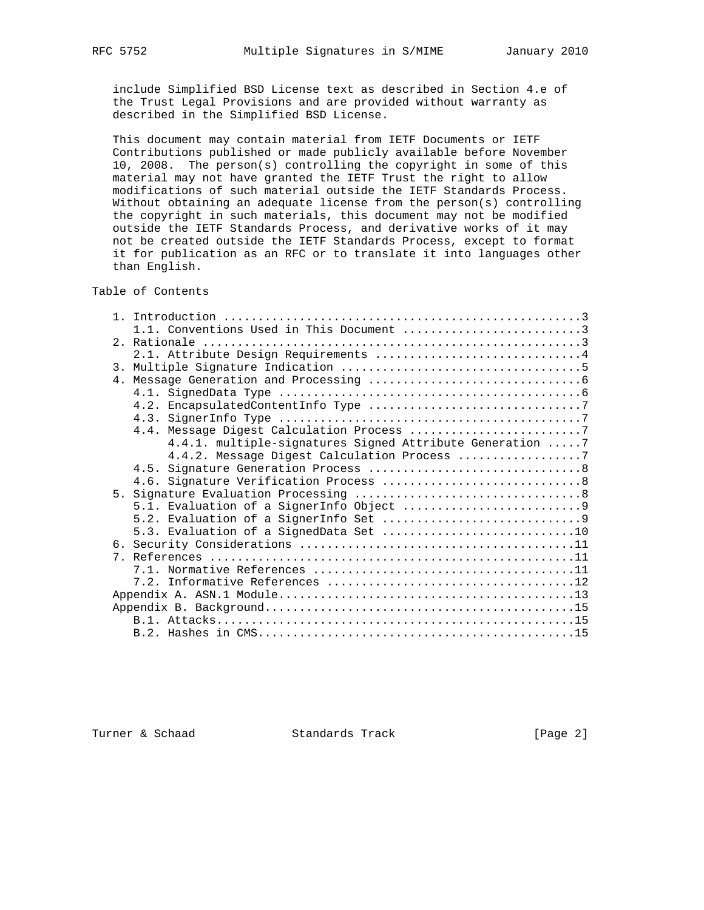include Simplified BSD License text as described in Section 4.e of the Trust Legal Provisions and are provided without warranty as described in the Simplified BSD License.

This document may contain material from IETF Documents or IETF Contributions published or made publicly available before November 10, 2008. The person(s) controlling the copyright in some of this material may not have granted the IETF Trust the right to allow modifications of such material outside the IETF Standards Process. Without obtaining an adequate license from the person(s) controlling the copyright in such materials, this document may not be modified outside the IETF Standards Process, and derivative works of it may not be created outside the IETF Standards Process, except to format it for publication as an RFC or to translate it into languages other than English.

## Table of Contents

```
   1. Introduction ....................................................3
      1.1. Conventions Used in This Document ..........................3
   2. Rationale .......................................................3
      2.1. Attribute Design Requirements ..............................4
   3. Multiple Signature Indication ...................................5
   4. Message Generation and Processing ...............................6
      4.1. SignedData Type ............................................6
      4.2. EncapsulatedContentInfo Type ...............................7
      4.3. SignerInfo Type ............................................7
      4.4. Message Digest Calculation Process .........................7
           4.4.1. multiple-signatures Signed Attribute Generation .....7
           4.4.2. Message Digest Calculation Process ..................7
      4.5. Signature Generation Process ...............................8
      4.6. Signature Verification Process .............................8
   5. Signature Evaluation Processing .................................8
      5.1. Evaluation of a SignerInfo Object ..........................9
      5.2. Evaluation of a SignerInfo Set .............................9
      5.3. Evaluation of a SignedData Set ............................10
   6. Security Considerations ........................................11
   7. References .....................................................11
      7.1. Normative References ......................................11
      7.2. Informative References ....................................12
   Appendix A. ASN.1 Module...........................................13
   Appendix B. Background.............................................15
      B.1. Attacks....................................................15
      B.2. Hashes in CMS..............................................15
```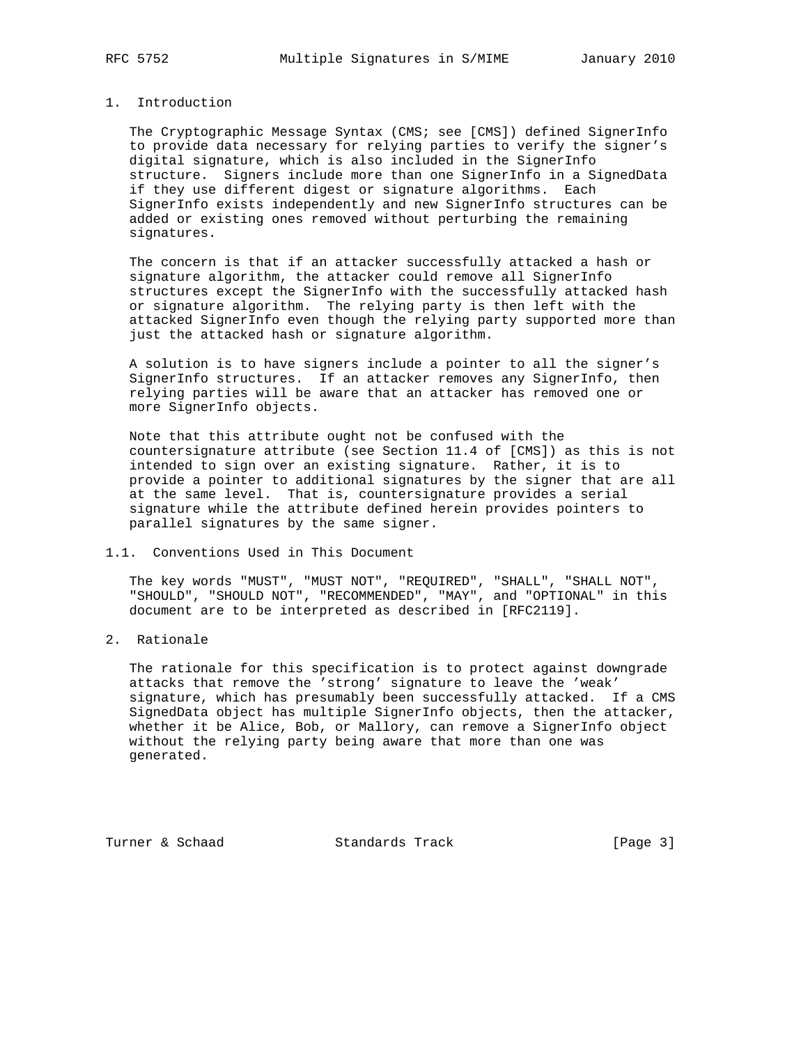## 1. Introduction

The Cryptographic Message Syntax (CMS; see [CMS]) defined SignerInfo to provide data necessary for relying parties to verify the signer's digital signature, which is also included in the SignerInfo structure. Signers include more than one SignerInfo in a SignedData if they use different digest or signature algorithms. Each SignerInfo exists independently and new SignerInfo structures can be added or existing ones removed without perturbing the remaining signatures.

The concern is that if an attacker successfully attacked a hash or signature algorithm, the attacker could remove all SignerInfo structures except the SignerInfo with the successfully attacked hash or signature algorithm. The relying party is then left with the attacked SignerInfo even though the relying party supported more than just the attacked hash or signature algorithm.

A solution is to have signers include a pointer to all the signer's SignerInfo structures. If an attacker removes any SignerInfo, then relying parties will be aware that an attacker has removed one or more SignerInfo objects.

Note that this attribute ought not be confused with the countersignature attribute (see Section 11.4 of [CMS]) as this is not intended to sign over an existing signature. Rather, it is to provide a pointer to additional signatures by the signer that are all at the same level. That is, countersignature provides a serial signature while the attribute defined herein provides pointers to parallel signatures by the same signer.

### 1.1. Conventions Used in This Document

The key words "MUST", "MUST NOT", "REQUIRED", "SHALL", "SHALL NOT", "SHOULD", "SHOULD NOT", "RECOMMENDED", "MAY", and "OPTIONAL" in this document are to be interpreted as described in [RFC2119].

## 2. Rationale

The rationale for this specification is to protect against downgrade attacks that remove the 'strong' signature to leave the 'weak' signature, which has presumably been successfully attacked. If a CMS SignedData object has multiple SignerInfo objects, then the attacker, whether it be Alice, Bob, or Mallory, can remove a SignerInfo object without the relying party being aware that more than one was generated.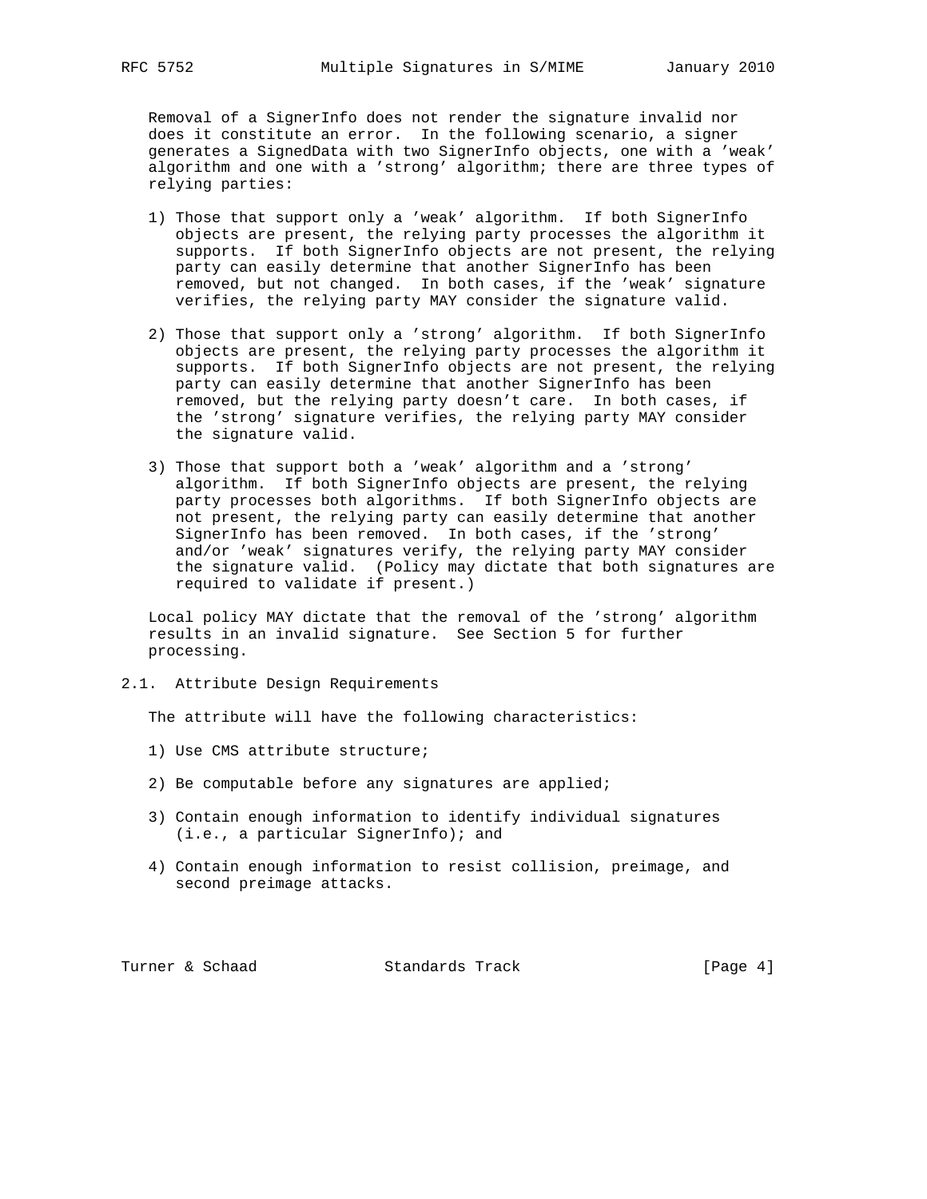Removal of a SignerInfo does not render the signature invalid nor does it constitute an error. In the following scenario, a signer generates a SignedData with two SignerInfo objects, one with a 'weak' algorithm and one with a 'strong' algorithm; there are three types of relying parties:

1) Those that support only a 'weak' algorithm. If both SignerInfo objects are present, the relying party processes the algorithm it supports. If both SignerInfo objects are not present, the relying party can easily determine that another SignerInfo has been removed, but not changed. In both cases, if the 'weak' signature verifies, the relying party MAY consider the signature valid.

2) Those that support only a 'strong' algorithm. If both SignerInfo objects are present, the relying party processes the algorithm it supports. If both SignerInfo objects are not present, the relying party can easily determine that another SignerInfo has been removed, but the relying party doesn't care. In both cases, if the 'strong' signature verifies, the relying party MAY consider the signature valid.

3) Those that support both a 'weak' algorithm and a 'strong' algorithm. If both SignerInfo objects are present, the relying party processes both algorithms. If both SignerInfo objects are not present, the relying party can easily determine that another SignerInfo has been removed. In both cases, if the 'strong' and/or 'weak' signatures verify, the relying party MAY consider the signature valid. (Policy may dictate that both signatures are required to validate if present.)

Local policy MAY dictate that the removal of the 'strong' algorithm results in an invalid signature. See Section 5 for further processing.

### 2.1. Attribute Design Requirements

The attribute will have the following characteristics:

1) Use CMS attribute structure;

2) Be computable before any signatures are applied;

3) Contain enough information to identify individual signatures (i.e., a particular SignerInfo); and

4) Contain enough information to resist collision, preimage, and second preimage attacks.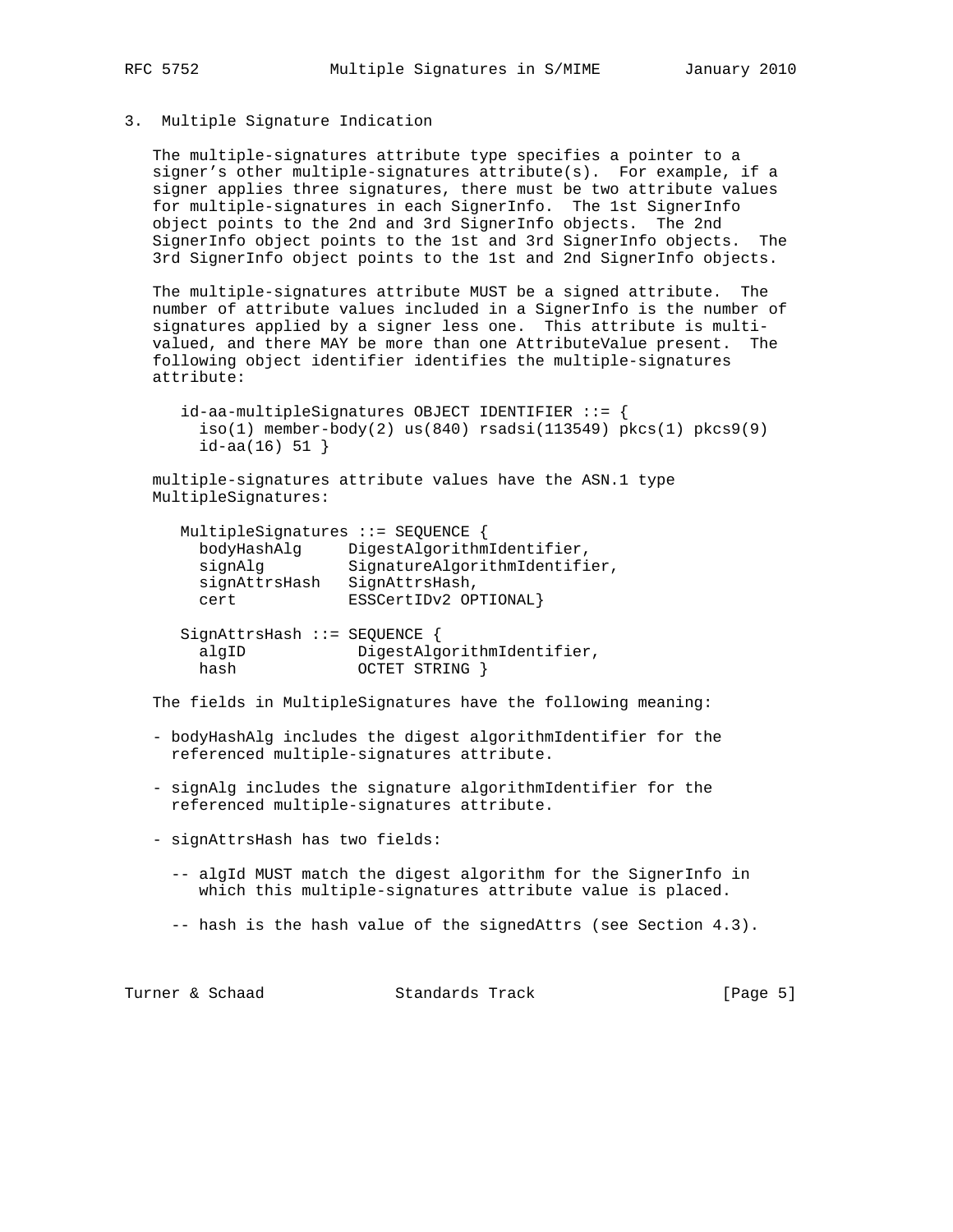## 3. Multiple Signature Indication

The multiple-signatures attribute type specifies a pointer to a signer's other multiple-signatures attribute(s). For example, if a signer applies three signatures, there must be two attribute values for multiple-signatures in each SignerInfo. The 1st SignerInfo object points to the 2nd and 3rd SignerInfo objects. The 2nd SignerInfo object points to the 1st and 3rd SignerInfo objects. The 3rd SignerInfo object points to the 1st and 2nd SignerInfo objects.

The multiple-signatures attribute MUST be a signed attribute. The number of attribute values included in a SignerInfo is the number of signatures applied by a signer less one. This attribute is multi-valued, and there MAY be more than one AttributeValue present. The following object identifier identifies the multiple-signatures attribute:

```
id-aa-multipleSignatures OBJECT IDENTIFIER ::= {
  iso(1) member-body(2) us(840) rsadsi(113549) pkcs(1) pkcs9(9)
  id-aa(16) 51 }
```

multiple-signatures attribute values have the ASN.1 type MultipleSignatures:

```
MultipleSignatures ::= SEQUENCE {
  bodyHashAlg     DigestAlgorithmIdentifier,
  signAlg         SignatureAlgorithmIdentifier,
  signAttrsHash   SignAttrsHash,
  cert            ESSCertIDv2 OPTIONAL}

SignAttrsHash ::= SEQUENCE {
  algID            DigestAlgorithmIdentifier,
  hash             OCTET STRING }
```

The fields in MultipleSignatures have the following meaning:

- bodyHashAlg includes the digest algorithmIdentifier for the referenced multiple-signatures attribute.

- signAlg includes the signature algorithmIdentifier for the referenced multiple-signatures attribute.

- signAttrsHash has two fields:

  -- algId MUST match the digest algorithm for the SignerInfo in which this multiple-signatures attribute value is placed.

  -- hash is the hash value of the signedAttrs (see Section 4.3).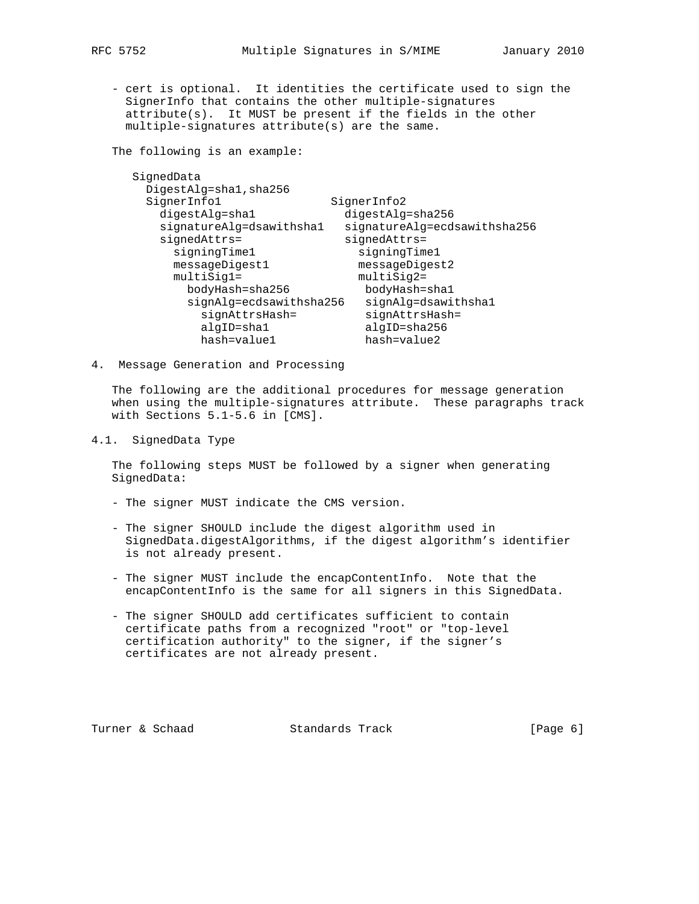- cert is optional. It identities the certificate used to sign the SignerInfo that contains the other multiple-signatures attribute(s). It MUST be present if the fields in the other multiple-signatures attribute(s) are the same.

The following is an example:

```
SignedData
  DigestAlg=sha1,sha256
  SignerInfo1               SignerInfo2
    digestAlg=sha1            digestAlg=sha256
    signatureAlg=dsawithsha1   signatureAlg=ecdsawithsha256
    signedAttrs=              signedAttrs=
      signingTime1              signingTime1
      messageDigest1            messageDigest2
      multiSig1=                multiSig2=
        bodyHash=sha256           bodyHash=sha1
        signAlg=ecdsawithsha256   signAlg=dsawithsha1
          signAttrsHash=          signAttrsHash=
          algID=sha1              algID=sha256
          hash=value1             hash=value2
```

## 4. Message Generation and Processing

The following are the additional procedures for message generation when using the multiple-signatures attribute. These paragraphs track with Sections 5.1-5.6 in [CMS].

### 4.1. SignedData Type

The following steps MUST be followed by a signer when generating SignedData:

- The signer MUST indicate the CMS version.

- The signer SHOULD include the digest algorithm used in SignedData.digestAlgorithms, if the digest algorithm's identifier is not already present.

- The signer MUST include the encapContentInfo. Note that the encapContentInfo is the same for all signers in this SignedData.

- The signer SHOULD add certificates sufficient to contain certificate paths from a recognized "root" or "top-level certification authority" to the signer, if the signer's certificates are not already present.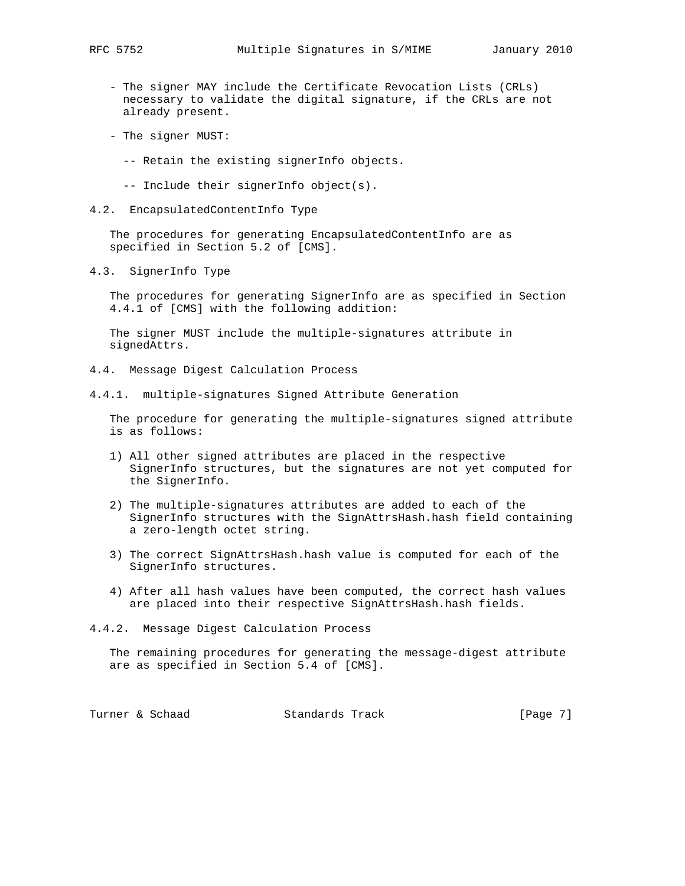- The signer MAY include the Certificate Revocation Lists (CRLs) necessary to validate the digital signature, if the CRLs are not already present.

- The signer MUST:

  - Retain the existing signerInfo objects.

  - Include their signerInfo object(s).

## 4.2. EncapsulatedContentInfo Type

The procedures for generating EncapsulatedContentInfo are as specified in Section 5.2 of [CMS].

## 4.3. SignerInfo Type

The procedures for generating SignerInfo are as specified in Section 4.4.1 of [CMS] with the following addition:

The signer MUST include the multiple-signatures attribute in signedAttrs.

## 4.4. Message Digest Calculation Process

### 4.4.1. multiple-signatures Signed Attribute Generation

The procedure for generating the multiple-signatures signed attribute is as follows:

1) All other signed attributes are placed in the respective SignerInfo structures, but the signatures are not yet computed for the SignerInfo.

2) The multiple-signatures attributes are added to each of the SignerInfo structures with the SignAttrsHash.hash field containing a zero-length octet string.

3) The correct SignAttrsHash.hash value is computed for each of the SignerInfo structures.

4) After all hash values have been computed, the correct hash values are placed into their respective SignAttrsHash.hash fields.

### 4.4.2. Message Digest Calculation Process

The remaining procedures for generating the message-digest attribute are as specified in Section 5.4 of [CMS].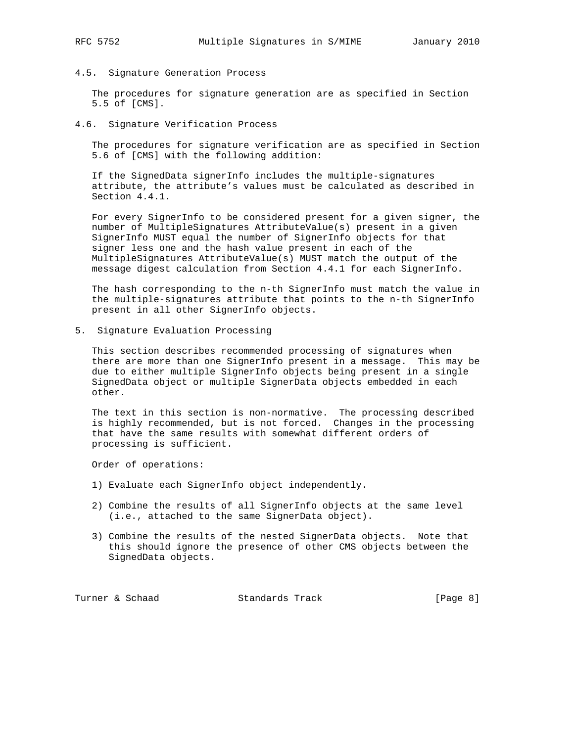### 4.5. Signature Generation Process

The procedures for signature generation are as specified in Section 5.5 of [CMS].

### 4.6. Signature Verification Process

The procedures for signature verification are as specified in Section 5.6 of [CMS] with the following addition:

If the SignedData signerInfo includes the multiple-signatures attribute, the attribute's values must be calculated as described in Section 4.4.1.

For every SignerInfo to be considered present for a given signer, the number of MultipleSignatures AttributeValue(s) present in a given SignerInfo MUST equal the number of SignerInfo objects for that signer less one and the hash value present in each of the MultipleSignatures AttributeValue(s) MUST match the output of the message digest calculation from Section 4.4.1 for each SignerInfo.

The hash corresponding to the n-th SignerInfo must match the value in the multiple-signatures attribute that points to the n-th SignerInfo present in all other SignerInfo objects.

## 5. Signature Evaluation Processing

This section describes recommended processing of signatures when there are more than one SignerInfo present in a message. This may be due to either multiple SignerInfo objects being present in a single SignedData object or multiple SignerData objects embedded in each other.

The text in this section is non-normative. The processing described is highly recommended, but is not forced. Changes in the processing that have the same results with somewhat different orders of processing is sufficient.

Order of operations:

1) Evaluate each SignerInfo object independently.

2) Combine the results of all SignerInfo objects at the same level (i.e., attached to the same SignerData object).

3) Combine the results of the nested SignerData objects. Note that this should ignore the presence of other CMS objects between the SignedData objects.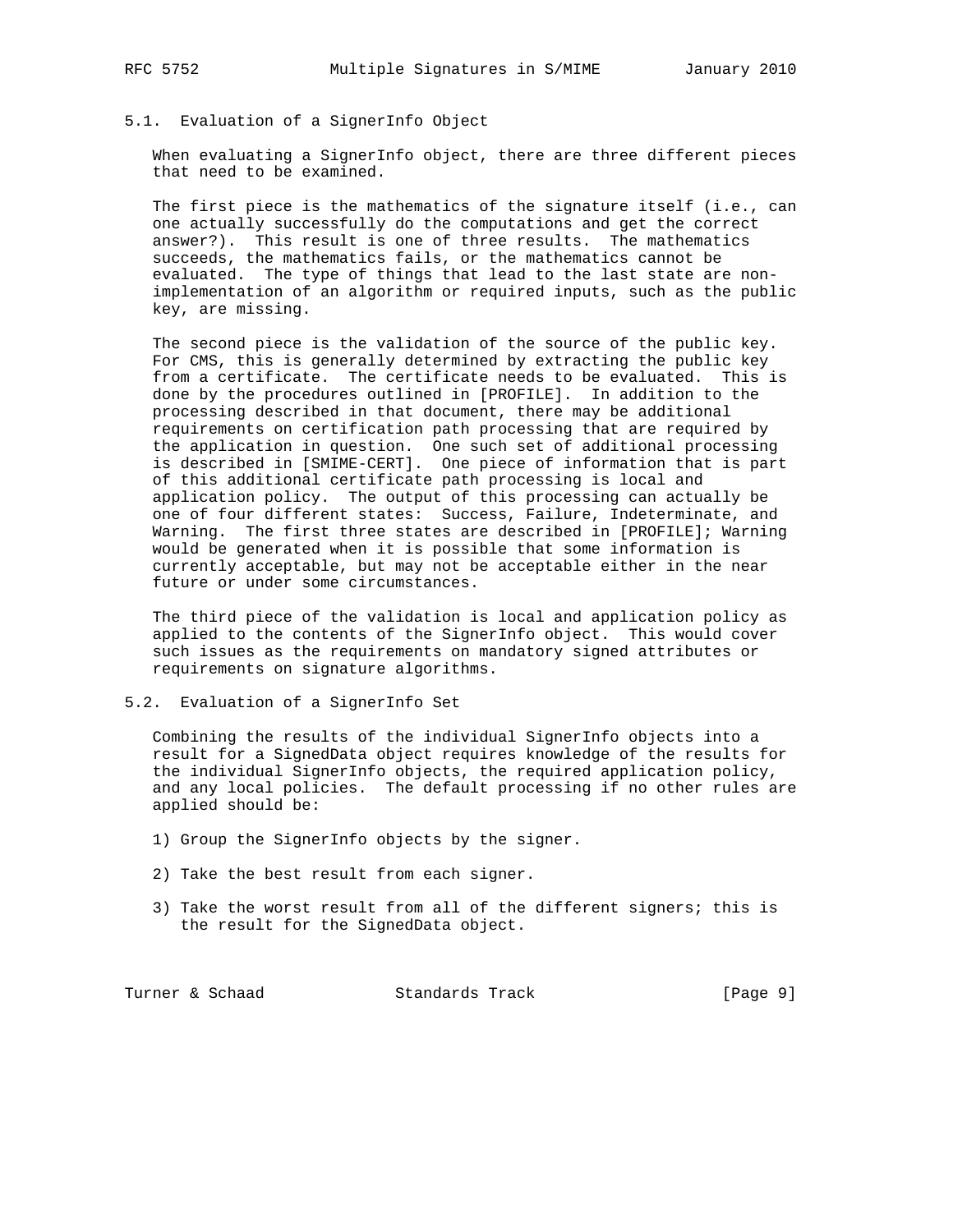### 5.1. Evaluation of a SignerInfo Object

When evaluating a SignerInfo object, there are three different pieces that need to be examined.

The first piece is the mathematics of the signature itself (i.e., can one actually successfully do the computations and get the correct answer?). This result is one of three results. The mathematics succeeds, the mathematics fails, or the mathematics cannot be evaluated. The type of things that lead to the last state are non-implementation of an algorithm or required inputs, such as the public key, are missing.

The second piece is the validation of the source of the public key. For CMS, this is generally determined by extracting the public key from a certificate. The certificate needs to be evaluated. This is done by the procedures outlined in [PROFILE]. In addition to the processing described in that document, there may be additional requirements on certification path processing that are required by the application in question. One such set of additional processing is described in [SMIME-CERT]. One piece of information that is part of this additional certificate path processing is local and application policy. The output of this processing can actually be one of four different states: Success, Failure, Indeterminate, and Warning. The first three states are described in [PROFILE]; Warning would be generated when it is possible that some information is currently acceptable, but may not be acceptable either in the near future or under some circumstances.

The third piece of the validation is local and application policy as applied to the contents of the SignerInfo object. This would cover such issues as the requirements on mandatory signed attributes or requirements on signature algorithms.

### 5.2. Evaluation of a SignerInfo Set

Combining the results of the individual SignerInfo objects into a result for a SignedData object requires knowledge of the results for the individual SignerInfo objects, the required application policy, and any local policies. The default processing if no other rules are applied should be:

1) Group the SignerInfo objects by the signer.

2) Take the best result from each signer.

3) Take the worst result from all of the different signers; this is the result for the SignedData object.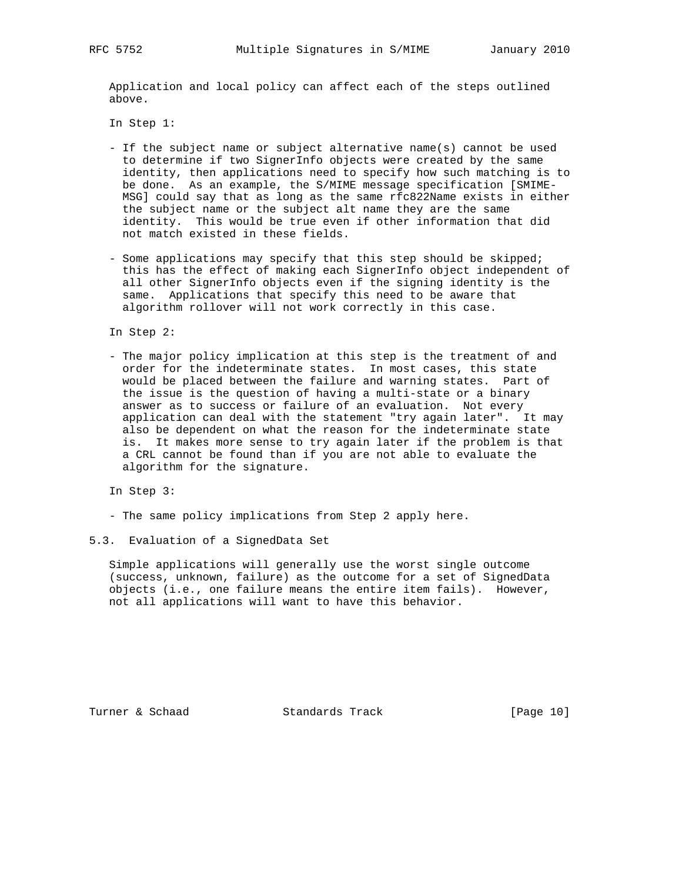Application and local policy can affect each of the steps outlined above.

In Step 1:

- If the subject name or subject alternative name(s) cannot be used to determine if two SignerInfo objects were created by the same identity, then applications need to specify how such matching is to be done. As an example, the S/MIME message specification [SMIME-MSG] could say that as long as the same rfc822Name exists in either the subject name or the subject alt name they are the same identity. This would be true even if other information that did not match existed in these fields.

- Some applications may specify that this step should be skipped; this has the effect of making each SignerInfo object independent of all other SignerInfo objects even if the signing identity is the same. Applications that specify this need to be aware that algorithm rollover will not work correctly in this case.

In Step 2:

- The major policy implication at this step is the treatment of and order for the indeterminate states. In most cases, this state would be placed between the failure and warning states. Part of the issue is the question of having a multi-state or a binary answer as to success or failure of an evaluation. Not every application can deal with the statement "try again later". It may also be dependent on what the reason for the indeterminate state is. It makes more sense to try again later if the problem is that a CRL cannot be found than if you are not able to evaluate the algorithm for the signature.

In Step 3:

- The same policy implications from Step 2 apply here.

## 5.3. Evaluation of a SignedData Set

Simple applications will generally use the worst single outcome (success, unknown, failure) as the outcome for a set of SignedData objects (i.e., one failure means the entire item fails). However, not all applications will want to have this behavior.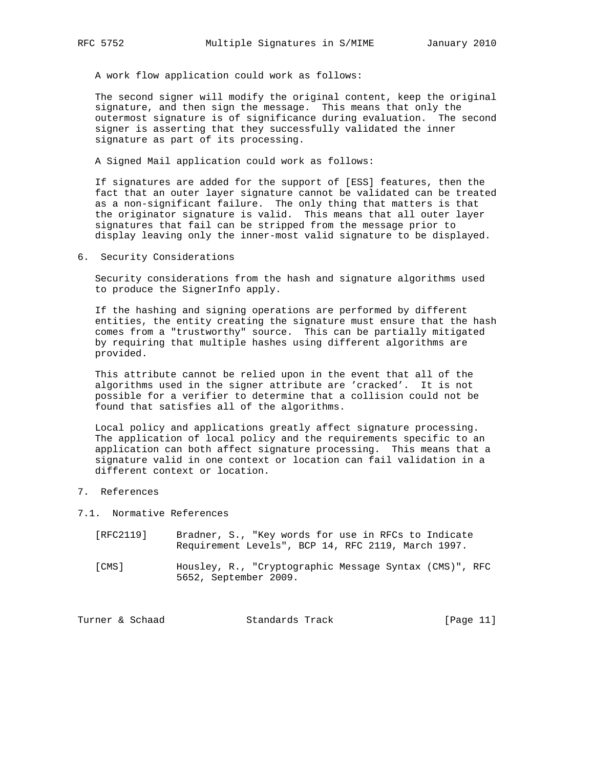A work flow application could work as follows:

The second signer will modify the original content, keep the original signature, and then sign the message. This means that only the outermost signature is of significance during evaluation. The second signer is asserting that they successfully validated the inner signature as part of its processing.

A Signed Mail application could work as follows:

If signatures are added for the support of [ESS] features, then the fact that an outer layer signature cannot be validated can be treated as a non-significant failure. The only thing that matters is that the originator signature is valid. This means that all outer layer signatures that fail can be stripped from the message prior to display leaving only the inner-most valid signature to be displayed.

## 6. Security Considerations

Security considerations from the hash and signature algorithms used to produce the SignerInfo apply.

If the hashing and signing operations are performed by different entities, the entity creating the signature must ensure that the hash comes from a "trustworthy" source. This can be partially mitigated by requiring that multiple hashes using different algorithms are provided.

This attribute cannot be relied upon in the event that all of the algorithms used in the signer attribute are 'cracked'. It is not possible for a verifier to determine that a collision could not be found that satisfies all of the algorithms.

Local policy and applications greatly affect signature processing. The application of local policy and the requirements specific to an application can both affect signature processing. This means that a signature valid in one context or location can fail validation in a different context or location.

## 7. References

### 7.1. Normative References

[RFC2119] Bradner, S., "Key words for use in RFCs to Indicate Requirement Levels", BCP 14, RFC 2119, March 1997.

[CMS] Housley, R., "Cryptographic Message Syntax (CMS)", RFC 5652, September 2009.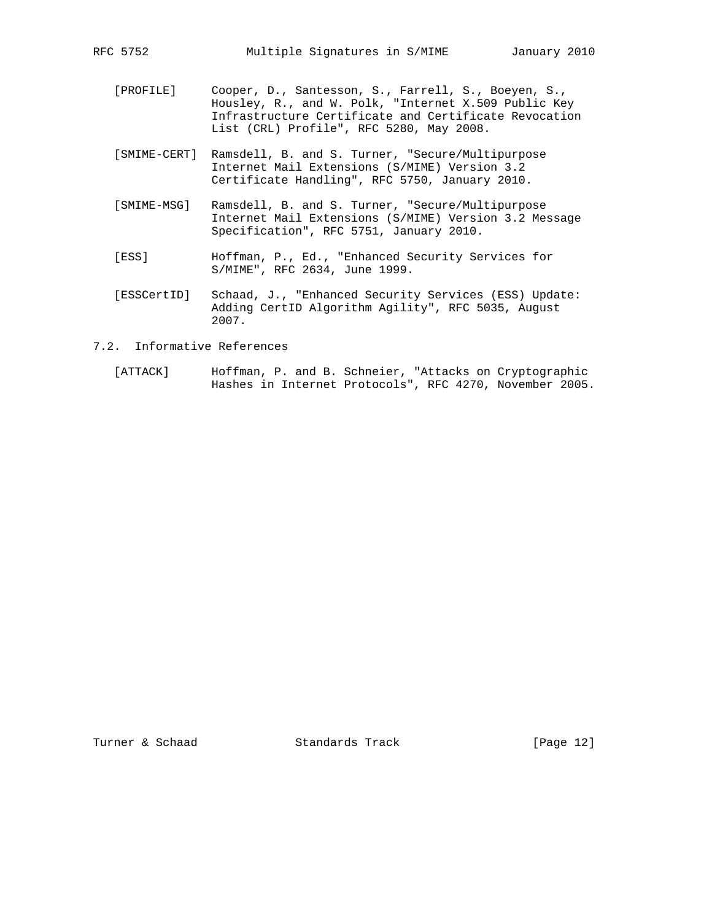[PROFILE] Cooper, D., Santesson, S., Farrell, S., Boeyen, S., Housley, R., and W. Polk, "Internet X.509 Public Key Infrastructure Certificate and Certificate Revocation List (CRL) Profile", RFC 5280, May 2008.

[SMIME-CERT] Ramsdell, B. and S. Turner, "Secure/Multipurpose Internet Mail Extensions (S/MIME) Version 3.2 Certificate Handling", RFC 5750, January 2010.

[SMIME-MSG] Ramsdell, B. and S. Turner, "Secure/Multipurpose Internet Mail Extensions (S/MIME) Version 3.2 Message Specification", RFC 5751, January 2010.

[ESS] Hoffman, P., Ed., "Enhanced Security Services for S/MIME", RFC 2634, June 1999.

[ESSCertID] Schaad, J., "Enhanced Security Services (ESS) Update: Adding CertID Algorithm Agility", RFC 5035, August 2007.

### 7.2. Informative References

[ATTACK] Hoffman, P. and B. Schneier, "Attacks on Cryptographic Hashes in Internet Protocols", RFC 4270, November 2005.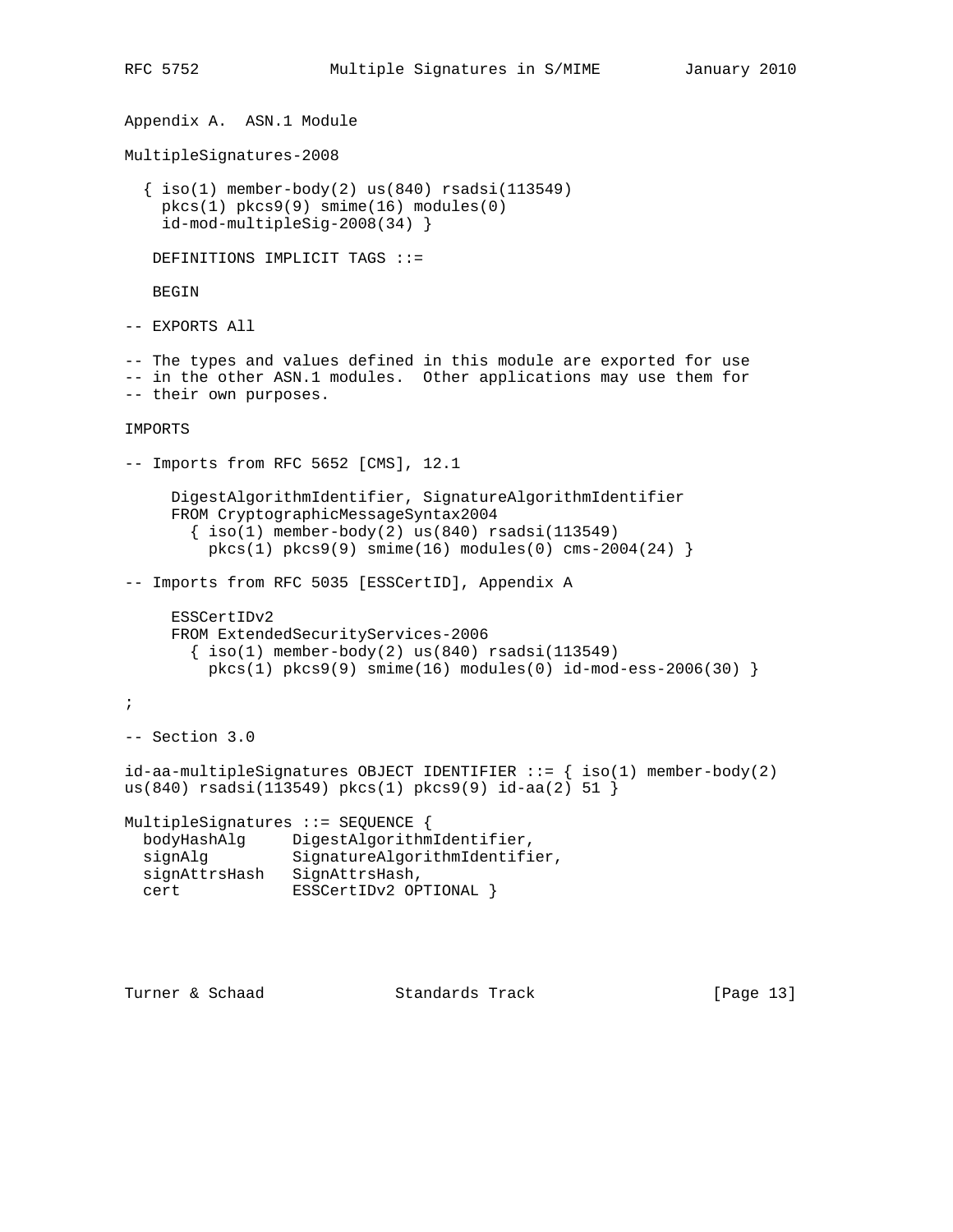## Appendix A. ASN.1 Module

```
MultipleSignatures-2008

  { iso(1) member-body(2) us(840) rsadsi(113549)
    pkcs(1) pkcs9(9) smime(16) modules(0)
    id-mod-multipleSig-2008(34) }

   DEFINITIONS IMPLICIT TAGS ::=

   BEGIN

-- EXPORTS All

-- The types and values defined in this module are exported for use
-- in the other ASN.1 modules.  Other applications may use them for
-- their own purposes.

IMPORTS

-- Imports from RFC 5652 [CMS], 12.1

      DigestAlgorithmIdentifier, SignatureAlgorithmIdentifier
      FROM CryptographicMessageSyntax2004
        { iso(1) member-body(2) us(840) rsadsi(113549)
          pkcs(1) pkcs9(9) smime(16) modules(0) cms-2004(24) }

-- Imports from RFC 5035 [ESSCertID], Appendix A

      ESSCertIDv2
      FROM ExtendedSecurityServices-2006
        { iso(1) member-body(2) us(840) rsadsi(113549)
          pkcs(1) pkcs9(9) smime(16) modules(0) id-mod-ess-2006(30) }

;

-- Section 3.0

id-aa-multipleSignatures OBJECT IDENTIFIER ::= { iso(1) member-body(2)
us(840) rsadsi(113549) pkcs(1) pkcs9(9) id-aa(2) 51 }

MultipleSignatures ::= SEQUENCE {
  bodyHashAlg     DigestAlgorithmIdentifier,
  signAlg         SignatureAlgorithmIdentifier,
  signAttrsHash   SignAttrsHash,
  cert            ESSCertIDv2 OPTIONAL }
```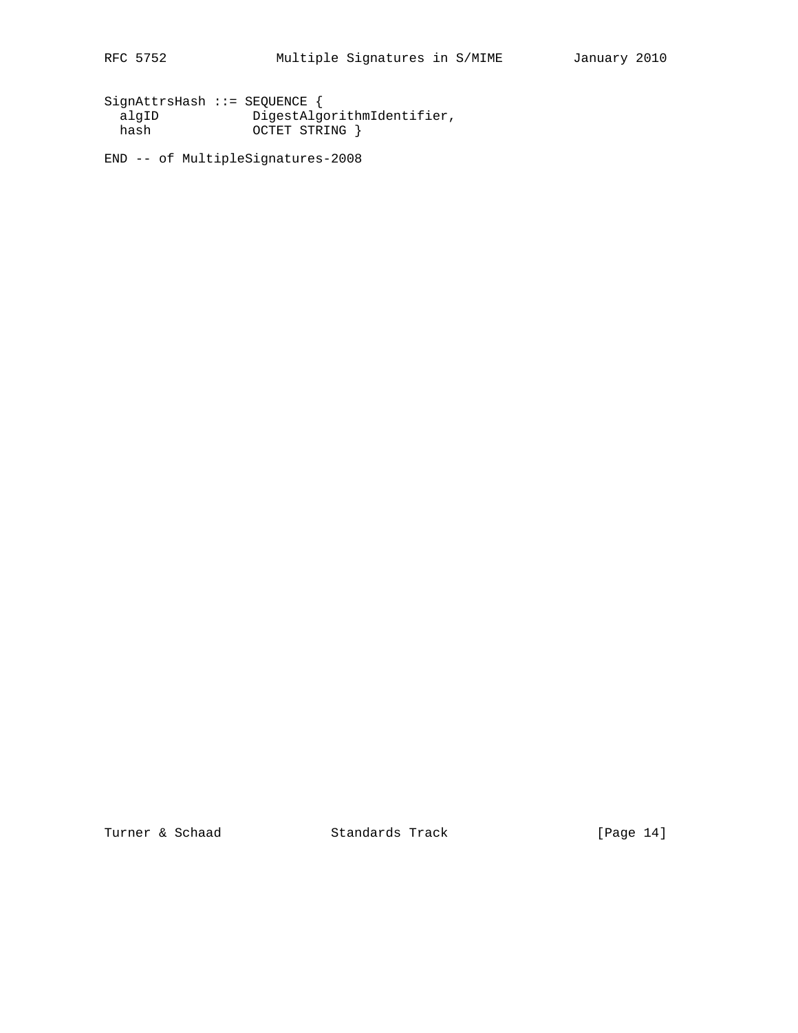```
SignAttrsHash ::= SEQUENCE {
  algID            DigestAlgorithmIdentifier,
  hash             OCTET STRING }

END -- of MultipleSignatures-2008
```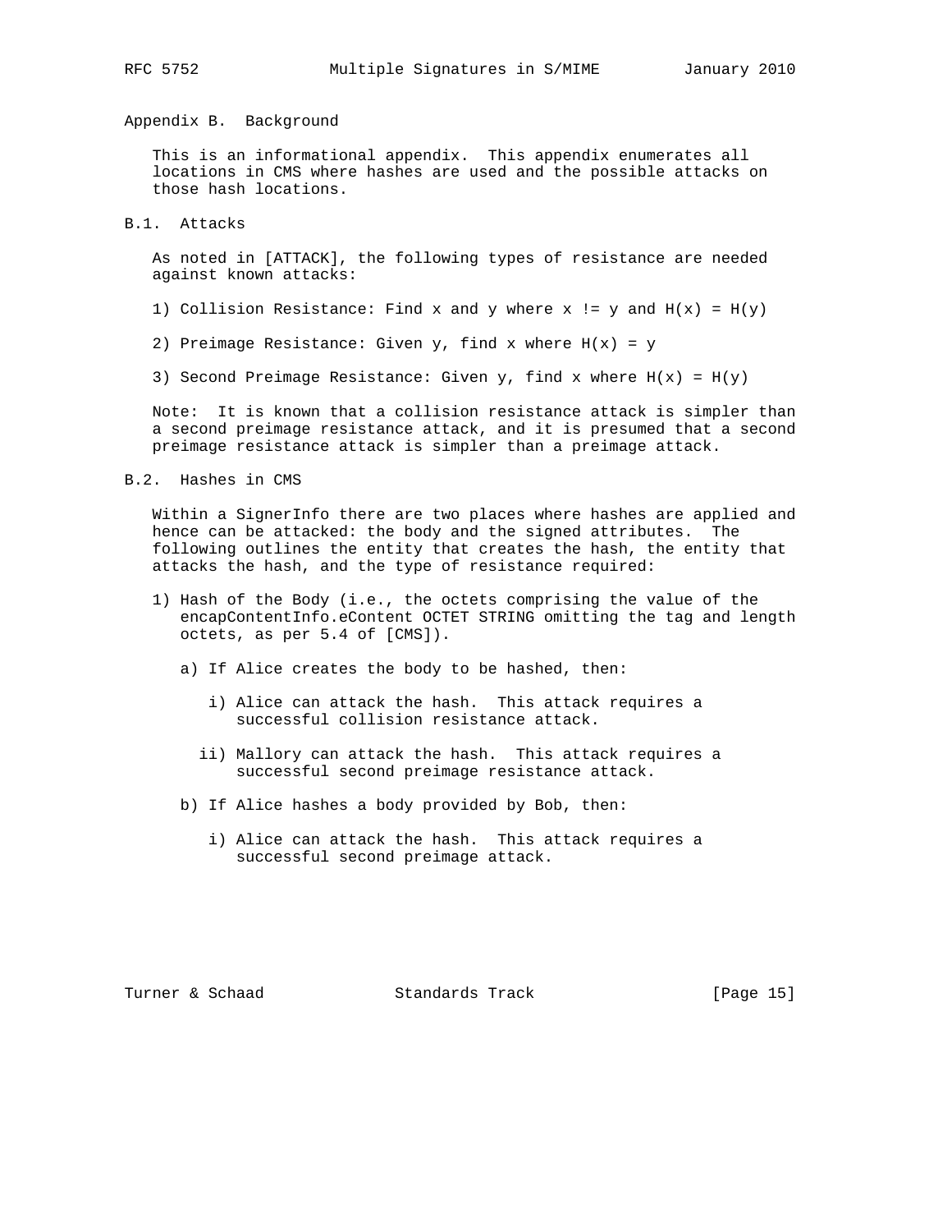## Appendix B. Background

This is an informational appendix. This appendix enumerates all locations in CMS where hashes are used and the possible attacks on those hash locations.

### B.1. Attacks

As noted in [ATTACK], the following types of resistance are needed against known attacks:

1) Collision Resistance: Find x and y where x != y and H(x) = H(y)

2) Preimage Resistance: Given y, find x where H(x) = y

3) Second Preimage Resistance: Given y, find x where H(x) = H(y)

Note: It is known that a collision resistance attack is simpler than a second preimage resistance attack, and it is presumed that a second preimage resistance attack is simpler than a preimage attack.

### B.2. Hashes in CMS

Within a SignerInfo there are two places where hashes are applied and hence can be attacked: the body and the signed attributes. The following outlines the entity that creates the hash, the entity that attacks the hash, and the type of resistance required:

1) Hash of the Body (i.e., the octets comprising the value of the encapContentInfo.eContent OCTET STRING omitting the tag and length octets, as per 5.4 of [CMS]).

   a) If Alice creates the body to be hashed, then:

      i) Alice can attack the hash. This attack requires a successful collision resistance attack.

      ii) Mallory can attack the hash. This attack requires a successful second preimage resistance attack.

   b) If Alice hashes a body provided by Bob, then:

      i) Alice can attack the hash. This attack requires a successful second preimage attack.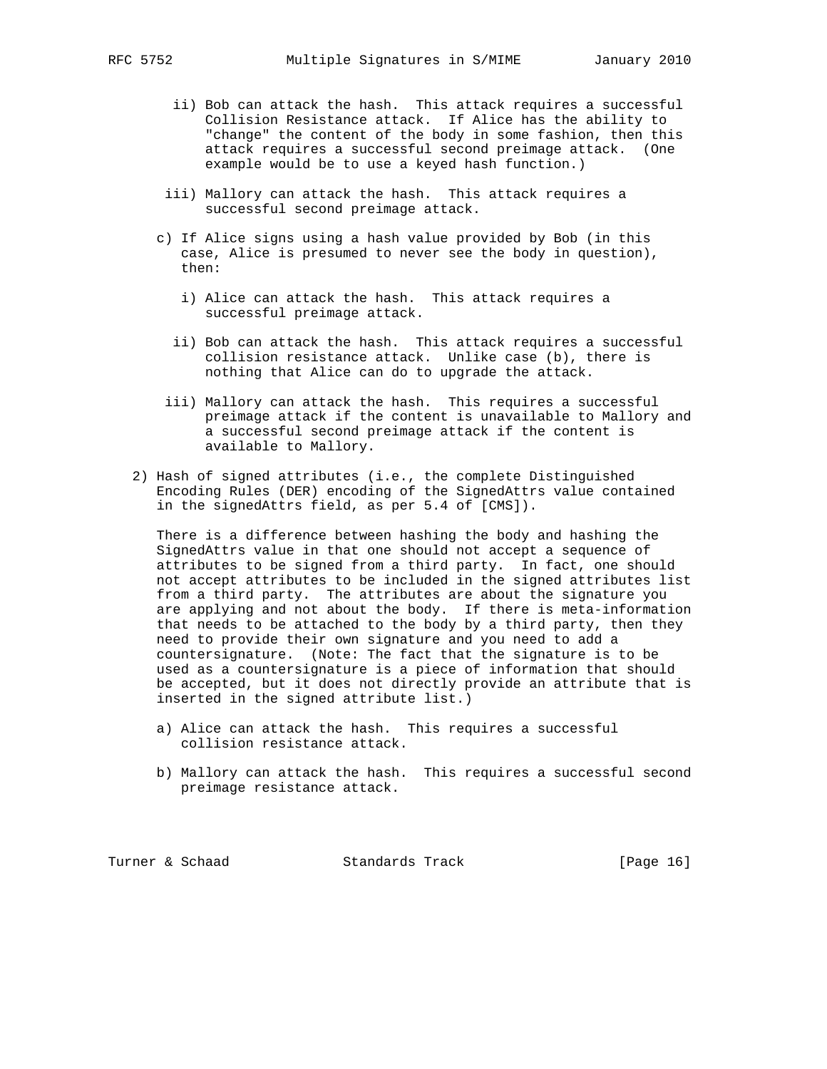ii) Bob can attack the hash. This attack requires a successful Collision Resistance attack. If Alice has the ability to "change" the content of the body in some fashion, then this attack requires a successful second preimage attack. (One example would be to use a keyed hash function.)

iii) Mallory can attack the hash. This attack requires a successful second preimage attack.

c) If Alice signs using a hash value provided by Bob (in this case, Alice is presumed to never see the body in question), then:

i) Alice can attack the hash. This attack requires a successful preimage attack.

ii) Bob can attack the hash. This attack requires a successful collision resistance attack. Unlike case (b), there is nothing that Alice can do to upgrade the attack.

iii) Mallory can attack the hash. This requires a successful preimage attack if the content is unavailable to Mallory and a successful second preimage attack if the content is available to Mallory.

2) Hash of signed attributes (i.e., the complete Distinguished Encoding Rules (DER) encoding of the SignedAttrs value contained in the signedAttrs field, as per 5.4 of [CMS]).

There is a difference between hashing the body and hashing the SignedAttrs value in that one should not accept a sequence of attributes to be signed from a third party. In fact, one should not accept attributes to be included in the signed attributes list from a third party. The attributes are about the signature you are applying and not about the body. If there is meta-information that needs to be attached to the body by a third party, then they need to provide their own signature and you need to add a countersignature. (Note: The fact that the signature is to be used as a countersignature is a piece of information that should be accepted, but it does not directly provide an attribute that is inserted in the signed attribute list.)

a) Alice can attack the hash. This requires a successful collision resistance attack.

b) Mallory can attack the hash. This requires a successful second preimage resistance attack.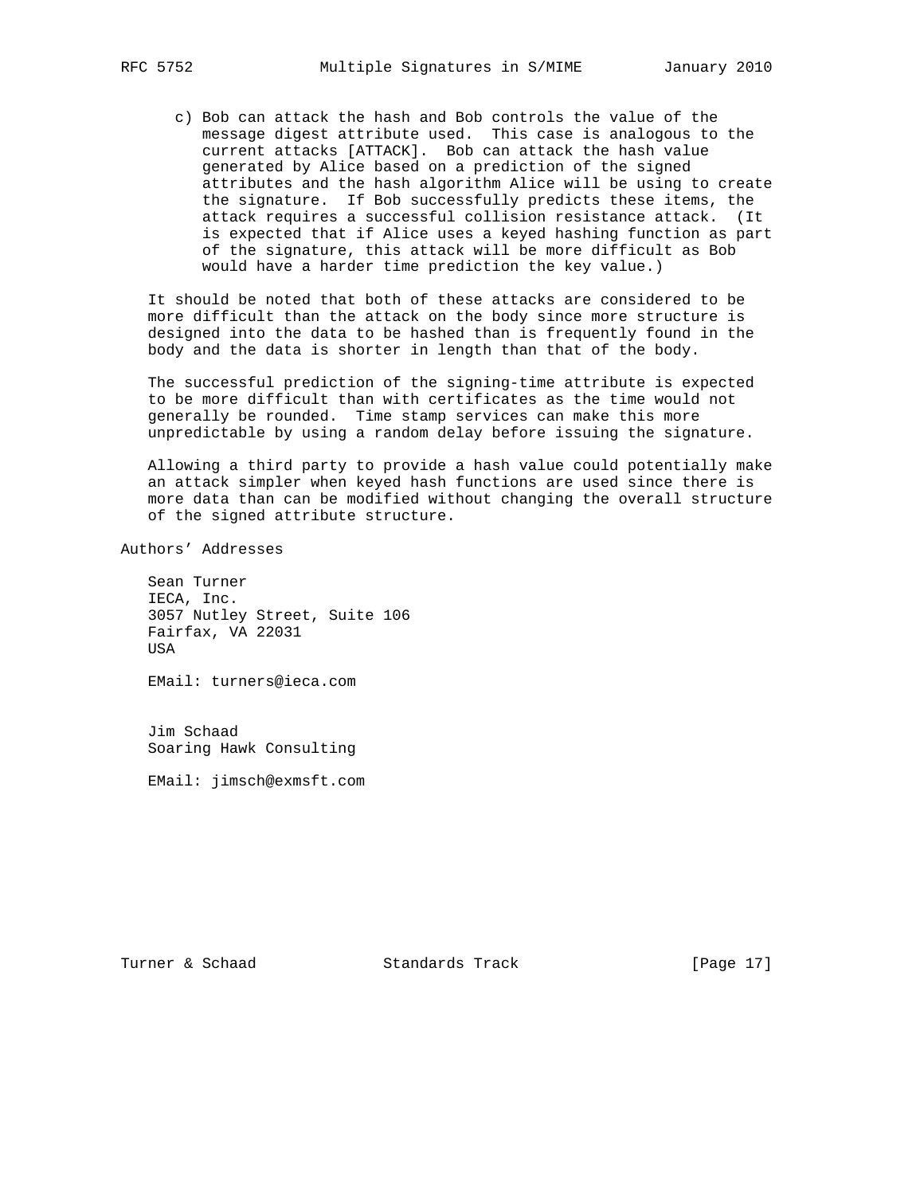c) Bob can attack the hash and Bob controls the value of the message digest attribute used. This case is analogous to the current attacks [ATTACK]. Bob can attack the hash value generated by Alice based on a prediction of the signed attributes and the hash algorithm Alice will be using to create the signature. If Bob successfully predicts these items, the attack requires a successful collision resistance attack. (It is expected that if Alice uses a keyed hashing function as part of the signature, this attack will be more difficult as Bob would have a harder time prediction the key value.)

It should be noted that both of these attacks are considered to be more difficult than the attack on the body since more structure is designed into the data to be hashed than is frequently found in the body and the data is shorter in length than that of the body.

The successful prediction of the signing-time attribute is expected to be more difficult than with certificates as the time would not generally be rounded. Time stamp services can make this more unpredictable by using a random delay before issuing the signature.

Allowing a third party to provide a hash value could potentially make an attack simpler when keyed hash functions are used since there is more data than can be modified without changing the overall structure of the signed attribute structure.

# Authors' Addresses

Sean Turner
IECA, Inc.
3057 Nutley Street, Suite 106
Fairfax, VA 22031
USA

EMail: turners@ieca.com

Jim Schaad
Soaring Hawk Consulting

EMail: jimsch@exmsft.com